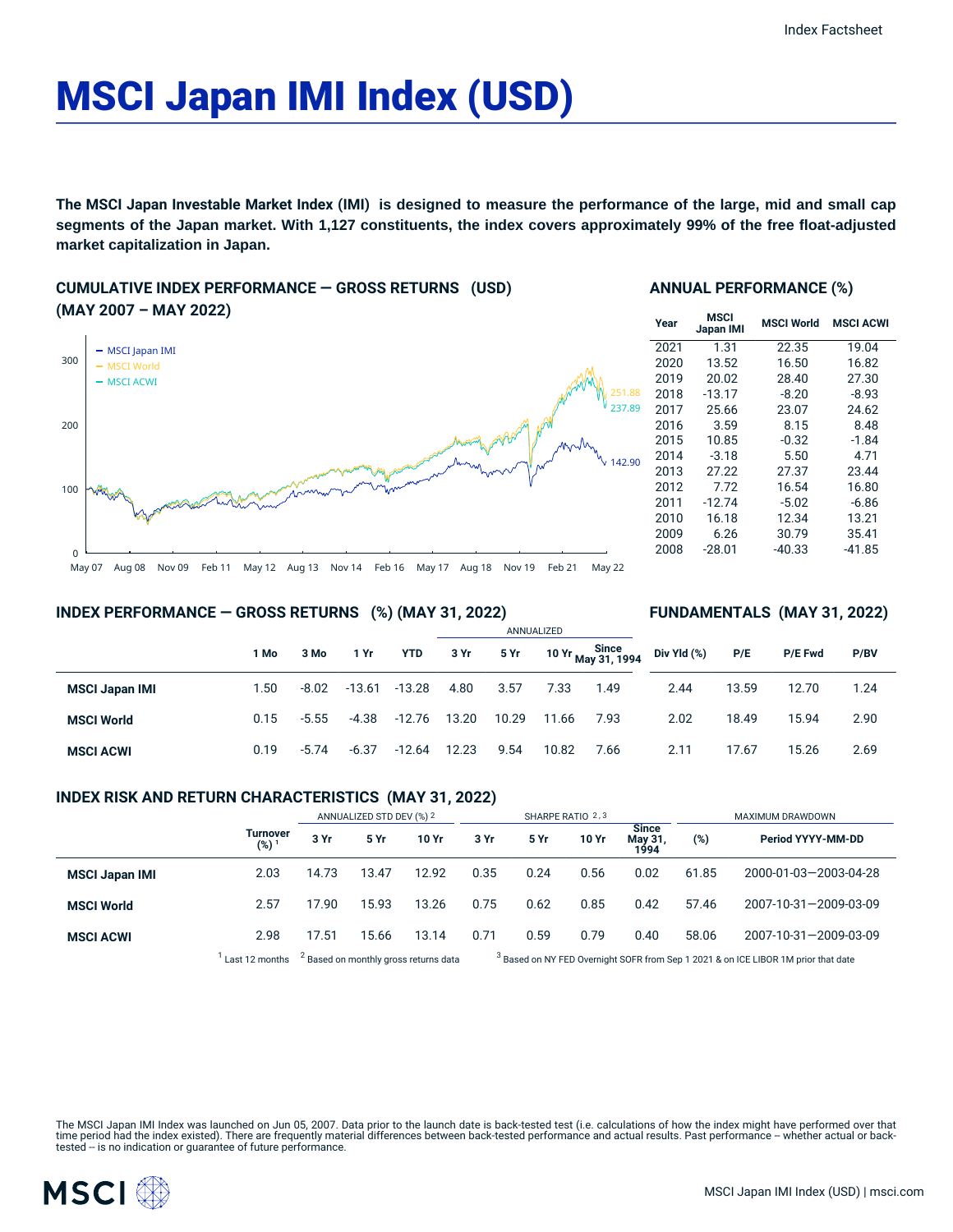# MSCI Japan IMI Index (USD)

**The MSCI Japan Investable Market Index (IMI) is designed to measure the performance of the large, mid and small cap segments of the Japan market. With 1,127 constituents, the index covers approximately 99% of the free float-adjusted market capitalization in Japan.**

## CUMULATIVE INDEX PERFORMANCE — GROSS RETURNS (USD) (MAY 2007 – MAY 2022)

- MSCI Japan IMI: 142.90
- MSCI World: 251.88
- MSCI ACWI: 237.89

## ANNUAL PERFORMANCE (%)

| Year | MSCI Japan IMI | MSCI World | MSCI ACWI |
|---|---|---|---|
| 2021 | 1.31 | 22.35 | 19.04 |
| 2020 | 13.52 | 16.50 | 16.82 |
| 2019 | 20.02 | 28.40 | 27.30 |
| 2018 | -13.17 | -8.20 | -8.93 |
| 2017 | 25.66 | 23.07 | 24.62 |
| 2016 | 3.59 | 8.15 | 8.48 |
| 2015 | 10.85 | -0.32 | -1.84 |
| 2014 | -3.18 | 5.50 | 4.71 |
| 2013 | 27.22 | 27.37 | 23.44 |
| 2012 | 7.72 | 16.54 | 16.80 |
| 2011 | -12.74 | -5.02 | -6.86 |
| 2010 | 16.18 | 12.34 | 13.21 |
| 2009 | 6.26 | 30.79 | 35.41 |
| 2008 | -28.01 | -40.33 | -41.85 |

## INDEX PERFORMANCE — GROSS RETURNS (%) (MAY 31, 2022)

## FUNDAMENTALS (MAY 31, 2022)

| | 1 Mo | 3 Mo | 1 Yr | YTD | ANNUALIZED 3 Yr | 5 Yr | 10 Yr | Since May 31, 1994 | Div Yld (%) | P/E | P/E Fwd | P/BV |
|---|---|---|---|---|---|---|---|---|---|---|---|---|
| **MSCI Japan IMI** | 1.50 | -8.02 | -13.61 | -13.28 | 4.80 | 3.57 | 7.33 | 1.49 | 2.44 | 13.59 | 12.70 | 1.24 |
| **MSCI World** | 0.15 | -5.55 | -4.38 | -12.76 | 13.20 | 10.29 | 11.66 | 7.93 | 2.02 | 18.49 | 15.94 | 2.90 |
| **MSCI ACWI** | 0.19 | -5.74 | -6.37 | -12.64 | 12.23 | 9.54 | 10.82 | 7.66 | 2.11 | 17.67 | 15.26 | 2.69 |

## INDEX RISK AND RETURN CHARACTERISTICS (MAY 31, 2022)

| | Turnover (%) [1] | ANNUALIZED STD DEV (%) [2] 3 Yr | 5 Yr | 10 Yr | SHARPE RATIO [2,3] 3 Yr | 5 Yr | 10 Yr | Since May 31, 1994 | MAXIMUM DRAWDOWN (%) | Period YYYY-MM-DD |
|---|---|---|---|---|---|---|---|---|---|---|
| **MSCI Japan IMI** | 2.03 | 14.73 | 13.47 | 12.92 | 0.35 | 0.24 | 0.56 | 0.02 | 61.85 | 2000-01-03—2003-04-28 |
| **MSCI World** | 2.57 | 17.90 | 15.93 | 13.26 | 0.75 | 0.62 | 0.85 | 0.42 | 57.46 | 2007-10-31—2009-03-09 |
| **MSCI ACWI** | 2.98 | 17.51 | 15.66 | 13.14 | 0.71 | 0.59 | 0.79 | 0.40 | 58.06 | 2007-10-31—2009-03-09 |

[1] Last 12 months [2] Based on monthly gross returns data [3] Based on NY FED Overnight SOFR from Sep 1 2021 & on ICE LIBOR 1M prior that date

The MSCI Japan IMI Index was launched on Jun 05, 2007. Data prior to the launch date is back-tested test (i.e. calculations of how the index might have performed over that time period had the index existed). There are frequently material differences between back-tested performance and actual results. Past performance -- whether actual or back-tested -- is no indication or guarantee of future performance.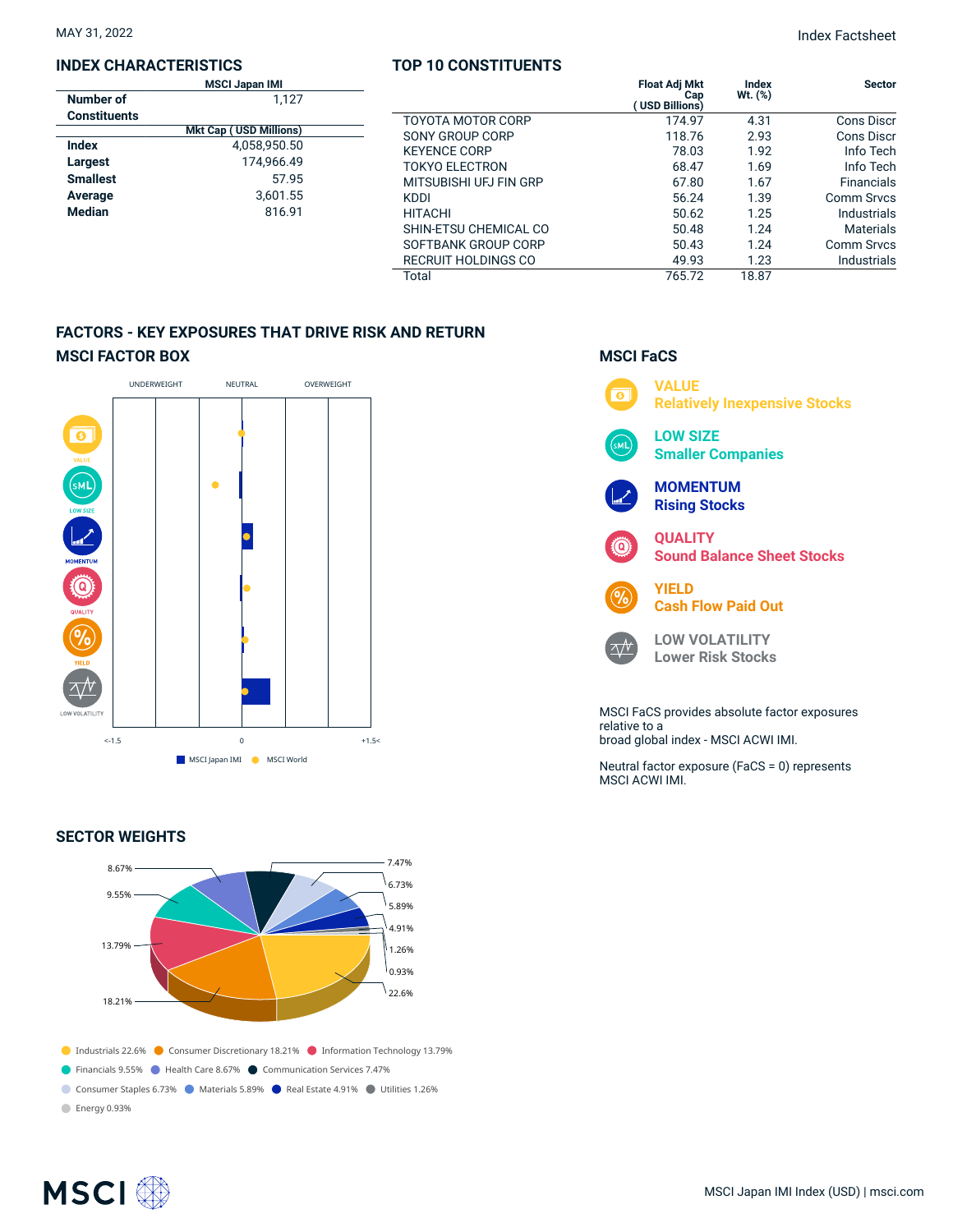MAY 31, 2022

Index Factsheet

## INDEX CHARACTERISTICS

| | MSCI Japan IMI |
|---|---|
| Number of Constituents | 1,127 |
| | **Mkt Cap ( USD Millions)** |
| Index | 4,058,950.50 |
| Largest | 174,966.49 |
| Smallest | 57.95 |
| Average | 3,601.55 |
| Median | 816.91 |

## TOP 10 CONSTITUENTS

| | Float Adj Mkt Cap ( USD Billions) | Index Wt. (%) | Sector |
|---|---|---|---|
| TOYOTA MOTOR CORP | 174.97 | 4.31 | Cons Discr |
| SONY GROUP CORP | 118.76 | 2.93 | Cons Discr |
| KEYENCE CORP | 78.03 | 1.92 | Info Tech |
| TOKYO ELECTRON | 68.47 | 1.69 | Info Tech |
| MITSUBISHI UFJ FIN GRP | 67.80 | 1.67 | Financials |
| KDDI | 56.24 | 1.39 | Comm Srvcs |
| HITACHI | 50.62 | 1.25 | Industrials |
| SHIN-ETSU CHEMICAL CO | 50.48 | 1.24 | Materials |
| SOFTBANK GROUP CORP | 50.43 | 1.24 | Comm Srvcs |
| RECRUIT HOLDINGS CO | 49.93 | 1.23 | Industrials |
| Total | 765.72 | 18.87 | |

## FACTORS - KEY EXPOSURES THAT DRIVE RISK AND RETURN

### MSCI FACTOR BOX

UNDERWEIGHT NEUTRAL OVERWEIGHT

VALUE, LOW SIZE, MOMENTUM, QUALITY, YIELD, LOW VOLATILITY

<-1.5 0 +1.5<

MSCI Japan IMI ● MSCI World

### MSCI FaCS

**VALUE**
Relatively Inexpensive Stocks

**LOW SIZE**
Smaller Companies

**MOMENTUM**
Rising Stocks

**QUALITY**
Sound Balance Sheet Stocks

**YIELD**
Cash Flow Paid Out

**LOW VOLATILITY**
Lower Risk Stocks

MSCI FaCS provides absolute factor exposures relative to a
broad global index - MSCI ACWI IMI.

Neutral factor exposure (FaCS = 0) represents MSCI ACWI IMI.

## SECTOR WEIGHTS

Industrials 22.6% · Consumer Discretionary 18.21% · Information Technology 13.79% · Financials 9.55% · Health Care 8.67% · Communication Services 7.47% · Consumer Staples 6.73% · Materials 5.89% · Real Estate 4.91% · Utilities 1.26% · Energy 0.93%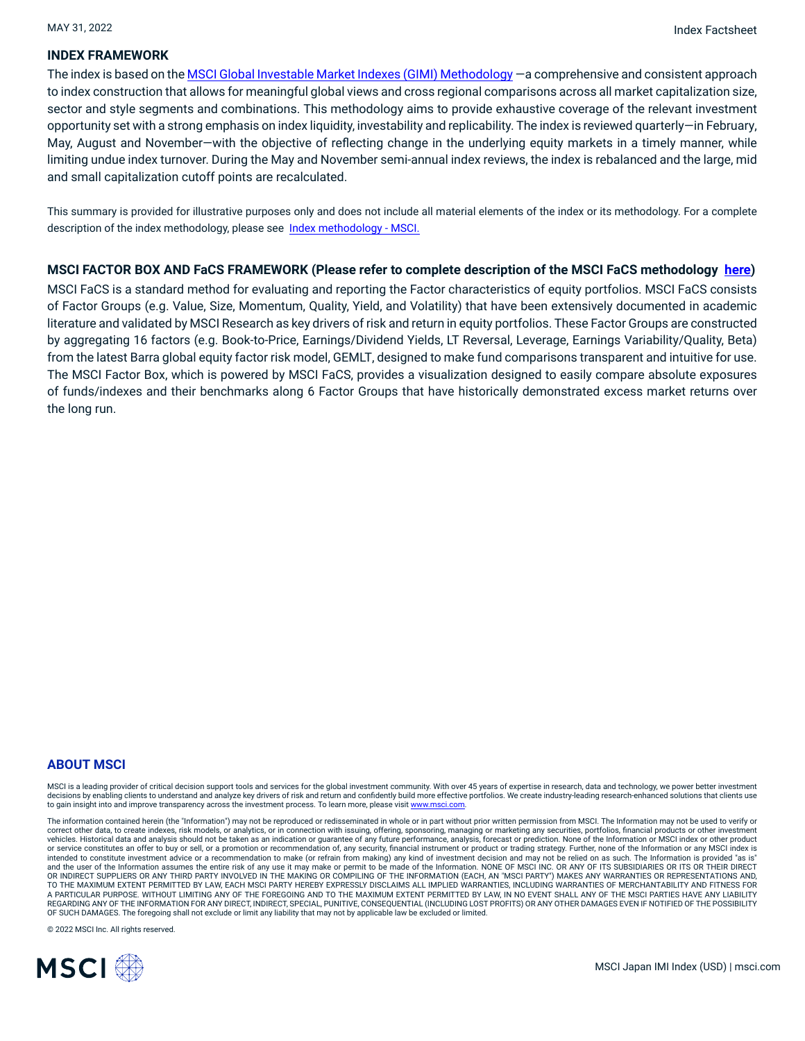## INDEX FRAMEWORK

The index is based on the MSCI Global Investable Market Indexes (GIMI) Methodology —a comprehensive and consistent approach to index construction that allows for meaningful global views and cross regional comparisons across all market capitalization size, sector and style segments and combinations. This methodology aims to provide exhaustive coverage of the relevant investment opportunity set with a strong emphasis on index liquidity, investability and replicability. The index is reviewed quarterly—in February, May, August and November—with the objective of reflecting change in the underlying equity markets in a timely manner, while limiting undue index turnover. During the May and November semi-annual index reviews, the index is rebalanced and the large, mid and small capitalization cutoff points are recalculated.

This summary is provided for illustrative purposes only and does not include all material elements of the index or its methodology. For a complete description of the index methodology, please see Index methodology - MSCI.

## MSCI FACTOR BOX AND FaCS FRAMEWORK (Please refer to complete description of the MSCI FaCS methodology here)

MSCI FaCS is a standard method for evaluating and reporting the Factor characteristics of equity portfolios. MSCI FaCS consists of Factor Groups (e.g. Value, Size, Momentum, Quality, Yield, and Volatility) that have been extensively documented in academic literature and validated by MSCI Research as key drivers of risk and return in equity portfolios. These Factor Groups are constructed by aggregating 16 factors (e.g. Book-to-Price, Earnings/Dividend Yields, LT Reversal, Leverage, Earnings Variability/Quality, Beta) from the latest Barra global equity factor risk model, GEMLT, designed to make fund comparisons transparent and intuitive for use. The MSCI Factor Box, which is powered by MSCI FaCS, provides a visualization designed to easily compare absolute exposures of funds/indexes and their benchmarks along 6 Factor Groups that have historically demonstrated excess market returns over the long run.

## ABOUT MSCI

MSCI is a leading provider of critical decision support tools and services for the global investment community. With over 45 years of expertise in research, data and technology, we power better investment decisions by enabling clients to understand and analyze key drivers of risk and return and confidently build more effective portfolios. We create industry-leading research-enhanced solutions that clients use to gain insight into and improve transparency across the investment process. To learn more, please visit www.msci.com.

The information contained herein (the "Information") may not be reproduced or redisseminated in whole or in part without prior written permission from MSCI. The Information may not be used to verify or correct other data, to create indexes, risk models, or analytics, or in connection with issuing, offering, sponsoring, managing or marketing any securities, portfolios, financial products or other investment vehicles. Historical data and analysis should not be taken as an indication or guarantee of any future performance, analysis, forecast or prediction. None of the Information or MSCI index or other product or service constitutes an offer to buy or sell, or a promotion or recommendation of, any security, financial instrument or product or trading strategy. Further, none of the Information or any MSCI index is intended to constitute investment advice or a recommendation to make (or refrain from making) any kind of investment decision and may not be relied on as such. The Information is provided "as is" and the user of the Information assumes the entire risk of any use it may make or permit to be made of the Information. NONE OF MSCI INC. OR ANY OF ITS SUBSIDIARIES OR ITS OR THEIR DIRECT OR INDIRECT SUPPLIERS OR ANY THIRD PARTY INVOLVED IN THE MAKING OR COMPILING OF THE INFORMATION (EACH, AN "MSCI PARTY") MAKES ANY WARRANTIES OR REPRESENTATIONS AND, TO THE MAXIMUM EXTENT PERMITTED BY LAW, EACH MSCI PARTY HEREBY EXPRESSLY DISCLAIMS ALL IMPLIED WARRANTIES, INCLUDING WARRANTIES OF MERCHANTABILITY AND FITNESS FOR A PARTICULAR PURPOSE. WITHOUT LIMITING ANY OF THE FOREGOING AND TO THE MAXIMUM EXTENT PERMITTED BY LAW, IN NO EVENT SHALL ANY OF THE MSCI PARTIES HAVE ANY LIABILITY REGARDING ANY OF THE INFORMATION FOR ANY DIRECT, INDIRECT, SPECIAL, PUNITIVE, CONSEQUENTIAL (INCLUDING LOST PROFITS) OR ANY OTHER DAMAGES EVEN IF NOTIFIED OF THE POSSIBILITY OF SUCH DAMAGES. The foregoing shall not exclude or limit any liability that may not by applicable law be excluded or limited.

© 2022 MSCI Inc. All rights reserved.